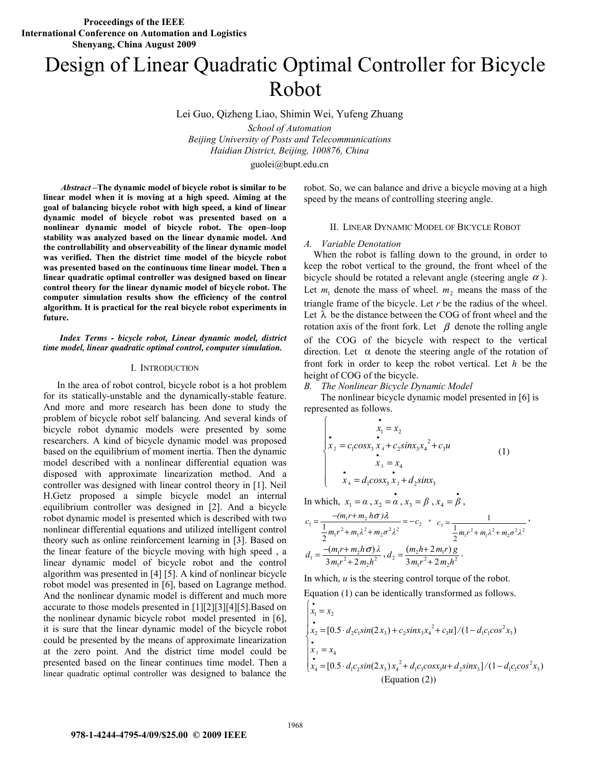Proceedings of the IEEE
International Conference on Automation and Logistics
Shenyang, China August 2009

# Design of Linear Quadratic Optimal Controller for Bicycle Robot

Lei Guo, Qizheng Liao, Shimin Wei, Yufeng Zhuang

*School of Automation*
*Beijing University of Posts and Telecommunications*
*Haidian District, Beijing, 100876, China*

guolei@bupt.edu.cn

***Abstract* –The dynamic model of bicycle robot is similar to be linear model when it is moving at a high speed. Aiming at the goal of balancing bicycle robot with high speed, a kind of linear dynamic model of bicycle robot was presented based on a nonlinear dynamic model of bicycle robot. The open–loop stability was analyzed based on the linear dynamic model. And the controllability and observeability of the linear dynamic model was verified. Then the district time model of the bicycle robot was presented based on the continuous time linear model. Then a linear quadratic optimal controller was designed based on linear control theory for the linear dynamic model of bicycle robot. The computer simulation results show the efficiency of the control algorithm. It is practical for the real bicycle robot experiments in future.**

***Index Terms - bicycle robot, Linear dynamic model, district time model, linear quadratic optimal control, computer simulation.***

## I. Introduction

In the area of robot control, bicycle robot is a hot problem for its statically-unstable and the dynamically-stable feature. And more and more research has been done to study the problem of bicycle robot self balancing. And several kinds of bicycle robot dynamic models were presented by some researchers. A kind of bicycle dynamic model was proposed based on the equilibrium of moment inertia. Then the dynamic model described with a nonlinear differential equation was disposed with approximate linearization method. And a controller was designed with linear control theory in [1]. Neil H.Getz proposed a simple bicycle model an internal equilibrium controller was designed in [2]. And a bicycle robot dynamic model is presented which is described with two nonlinear differential equations and utilized intelligent control theory such as online reinforcement learning in [3]. Based on the linear feature of the bicycle moving with high speed , a linear dynamic model of bicycle robot and the control algorithm was presented in [4] [5]. A kind of nonlinear bicycle robot model was presented in [6], based on Lagrange method. And the nonlinear dynamic model is different and much more accurate to those models presented in [1][2][3][4][5].Based on the nonlinear dynamic bicycle robot model presented in [6], it is sure that the linear dynamic model of the bicycle robot could be presented by the means of approximate linearization at the zero point. And the district time model could be presented based on the linear continues time model. Then a linear quadratic optimal controller was designed to balance the robot. So, we can balance and drive a bicycle moving at a high speed by the means of controlling steering angle.

## II. Linear Dynamic Model of Bicycle Robot

### *A. Variable Denotation*

When the robot is falling down to the ground, in order to keep the robot vertical to the ground, the front wheel of the bicycle should be rotated a relevant angle (steering angle $\alpha$ ). Let $m_1$ denote the mass of wheel. $m_2$ means the mass of the triangle frame of the bicycle. Let $r$ be the radius of the wheel. Let $\lambda$ be the distance between the COG of front wheel and the rotation axis of the front fork. Let $\beta$ denote the rolling angle of the COG of the bicycle with respect to the vertical direction. Let $\alpha$ denote the steering angle of the rotation of front fork in order to keep the robot vertical. Let $h$ be the height of COG of the bicycle.

### *B. The Nonlinear Bicycle Dynamic Model*

The nonlinear bicycle dynamic model presented in [6] is represented as follows.

$$\begin{cases} \dot{x}_1 = x_2 \\ \dot{x}_2 = c_1 cos x_3 \dot{x}_4 + c_2 sin x_3 x_4^2 + c_3 u \\ \dot{x}_3 = x_4 \\ \dot{x}_4 = d_1 cos x_3 \dot{x}_2 + d_2 sin x_3 \end{cases} \tag{1}$$

In which, $x_1 = \alpha$ , $x_2 = \dot{\alpha}$ , $x_3 = \beta$ , $x_4 = \dot{\beta}$ ,

$c_1 = \dfrac{-(m_1 r + m_2 h\sigma)\lambda}{\frac{1}{2}m_1 r^2 + m_1\lambda^2 + m_2\sigma^2\lambda^2} = -c_2$ , $c_3 = \dfrac{1}{\frac{1}{2}m_1 r^2 + m_1\lambda^2 + m_2\sigma^2\lambda^2}$ ,

$d_1 = \dfrac{-(m_1 r + m_2 h\sigma)\lambda}{3m_1 r^2 + 2m_2 h^2}$ , $d_2 = \dfrac{(m_2 h + 2m_1 r)g}{3m_1 r^2 + 2m_2 h^2}$ .

In which, $u$ is the steering control torque of the robot.

Equation (1) can be identically transformed as follows.

$$\begin{cases} \dot{x}_1 = x_2 \\ \dot{x}_2 = [0.5\cdot d_2 c_1 sin(2x_3) + c_2 sin x_3 x_4^2 + c_3 u]/(1 - d_1 c_1 cos^2 x_3) \\ \dot{x}_3 = x_4 \\ \dot{x}_4 = [0.5\cdot d_1 c_2 sin(2x_3) x_4^2 + d_1 c_3 cos x_3 u + d_2 sin x_3]/(1 - d_1 c_1 cos^2 x_3) \end{cases}$$

(Equation (2))

978-1-4244-4795-4/09/$25.00 © 2009 IEEE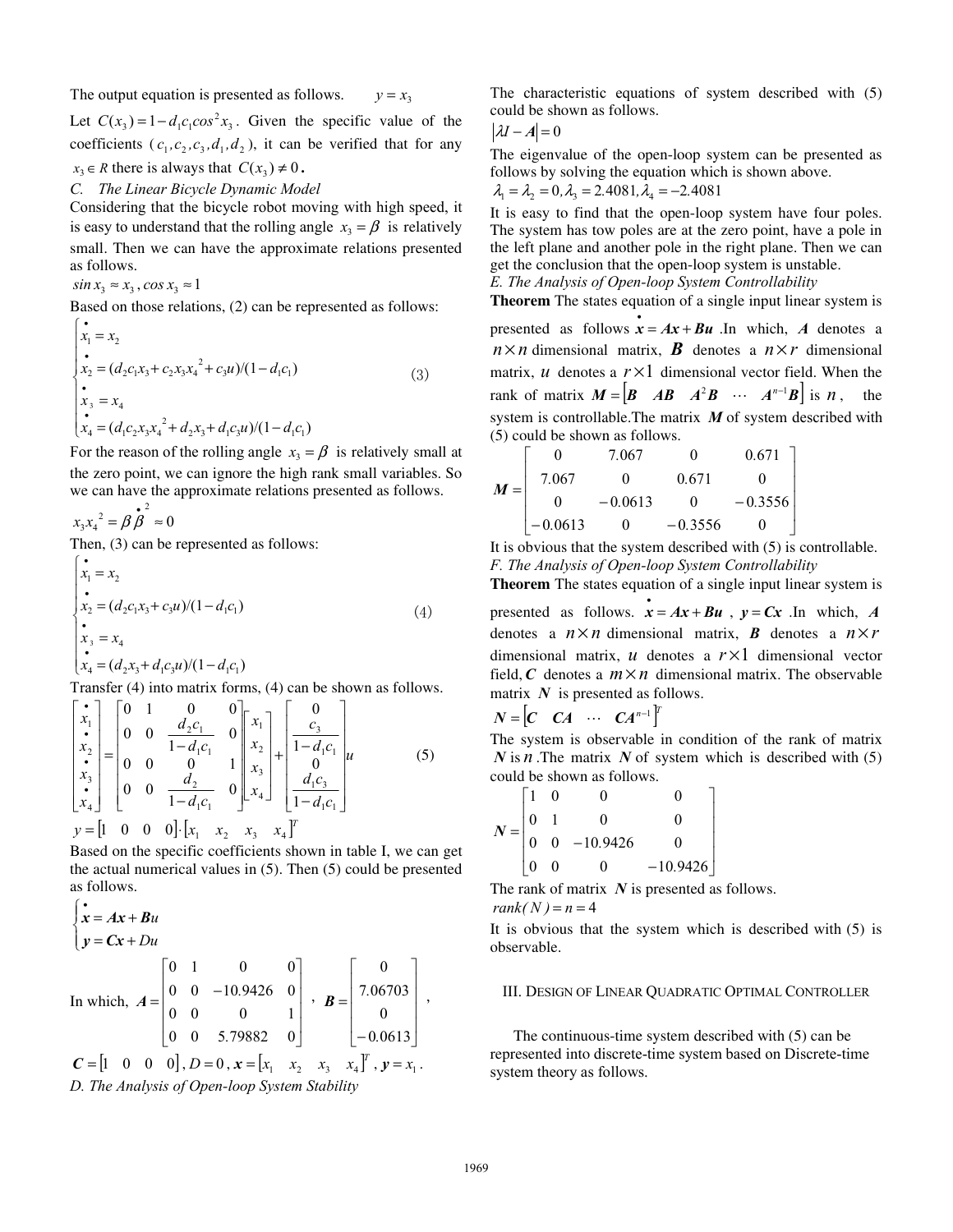The output equation is presented as follows. $y = x_3$

Let $C(x_3) = 1 - d_1 c_1 cos^2 x_3$. Given the specific value of the coefficients ($c_1, c_2, c_3, d_1, d_2$), it can be verified that for any $x_3 \in R$ there is always that $C(x_3) \neq 0$.

*C. The Linear Bicycle Dynamic Model*

Considering that the bicycle robot moving with high speed, it is easy to understand that the rolling angle $x_3 = \beta$ is relatively small. Then we can have the approximate relations presented as follows.

$sin\, x_3 \approx x_3,\, cos\, x_3 \approx 1$

Based on those relations, (2) can be represented as follows:

$$\begin{cases} \dot{x}_1 = x_2 \\ \dot{x}_2 = (d_2 c_1 x_3 + c_2 x_3 x_4^{\ 2} + c_3 u)/(1 - d_1 c_1) \\ \dot{x}_3 = x_4 \\ \dot{x}_4 = (d_1 c_2 x_3 x_4^{\ 2} + d_2 x_3 + d_1 c_3 u)/(1 - d_1 c_1) \end{cases} \tag{3}$$

For the reason of the rolling angle $x_3 = \beta$ is relatively small at the zero point, we can ignore the high rank small variables. So we can have the approximate relations presented as follows.

$x_3 x_4^{\ 2} = \beta \dot{\beta}^2 \approx 0$

Then, (3) can be represented as follows:

$$\begin{cases} \dot{x}_1 = x_2 \\ \dot{x}_2 = (d_2 c_1 x_3 + c_3 u)/(1 - d_1 c_1) \\ \dot{x}_3 = x_4 \\ \dot{x}_4 = (d_2 x_3 + d_1 c_3 u)/(1 - d_1 c_1) \end{cases} \tag{4}$$

Transfer (4) into matrix forms, (4) can be shown as follows.

$$\begin{bmatrix} \dot{x}_1 \\ \dot{x}_2 \\ \dot{x}_3 \\ \dot{x}_4 \end{bmatrix} = \begin{bmatrix} 0 & 1 & 0 & 0 \\ 0 & 0 & \dfrac{d_2 c_1}{1 - d_1 c_1} & 0 \\ 0 & 0 & 0 & 1 \\ 0 & 0 & \dfrac{d_2}{1 - d_1 c_1} & 0 \end{bmatrix} \begin{bmatrix} x_1 \\ x_2 \\ x_3 \\ x_4 \end{bmatrix} + \begin{bmatrix} 0 \\ \dfrac{c_3}{1 - d_1 c_1} \\ 0 \\ \dfrac{d_1 c_3}{1 - d_1 c_1} \end{bmatrix} u \tag{5}$$

$y = \begin{bmatrix} 1 & 0 & 0 & 0 \end{bmatrix} \cdot \begin{bmatrix} x_1 & x_2 & x_3 & x_4 \end{bmatrix}^T$

Based on the specific coefficients shown in table I, we can get the actual numerical values in (5). Then (5) could be presented as follows.

$$\begin{cases} \dot{\boldsymbol{x}} = \boldsymbol{Ax} + \boldsymbol{B}u \\ \boldsymbol{y} = \boldsymbol{Cx} + Du \end{cases}$$

In which, $\boldsymbol{A} = \begin{bmatrix} 0 & 1 & 0 & 0 \\ 0 & 0 & -10.9426 & 0 \\ 0 & 0 & 0 & 1 \\ 0 & 0 & 5.79882 & 0 \end{bmatrix}$, $\boldsymbol{B} = \begin{bmatrix} 0 \\ 7.06703 \\ 0 \\ -0.0613 \end{bmatrix}$,

$\boldsymbol{C} = \begin{bmatrix} 1 & 0 & 0 & 0 \end{bmatrix}$, $D = 0$, $\boldsymbol{x} = \begin{bmatrix} x_1 & x_2 & x_3 & x_4 \end{bmatrix}^T$, $\boldsymbol{y} = x_1$.

*D. The Analysis of Open-loop System Stability*

The characteristic equations of system described with (5) could be shown as follows.

$|\lambda I - A| = 0$

The eigenvalue of the open-loop system can be presented as follows by solving the equation which is shown above.

$\lambda_1 = \lambda_2 = 0, \lambda_3 = 2.4081, \lambda_4 = -2.4081$

It is easy to find that the open-loop system have four poles. The system has tow poles are at the zero point, have a pole in the left plane and another pole in the right plane. Then we can get the conclusion that the open-loop system is unstable.

*E. The Analysis of Open-loop System Controllability*

**Theorem** The states equation of a single input linear system is presented as follows $\dot{\boldsymbol{x}} = \boldsymbol{Ax} + \boldsymbol{Bu}$. In which, $\boldsymbol{A}$ denotes a $n \times n$ dimensional matrix, $\boldsymbol{B}$ denotes a $n \times r$ dimensional matrix, $u$ denotes a $r \times 1$ dimensional vector field. When the rank of matrix $\boldsymbol{M} = \begin{bmatrix} \boldsymbol{B} & \boldsymbol{AB} & \boldsymbol{A}^2\boldsymbol{B} & \cdots & \boldsymbol{A}^{n-1}\boldsymbol{B} \end{bmatrix}$ is $n$, the system is controllable. The matrix $\boldsymbol{M}$ of system described with (5) could be shown as follows.

$$\boldsymbol{M} = \begin{bmatrix} 0 & 7.067 & 0 & 0.671 \\ 7.067 & 0 & 0.671 & 0 \\ 0 & -0.0613 & 0 & -0.3556 \\ -0.0613 & 0 & -0.3556 & 0 \end{bmatrix}$$

It is obvious that the system described with (5) is controllable.

*F. The Analysis of Open-loop System Controllability*

**Theorem** The states equation of a single input linear system is presented as follows. $\dot{\boldsymbol{x}} = \boldsymbol{Ax} + \boldsymbol{Bu}$, $\boldsymbol{y} = \boldsymbol{Cx}$. In which, $\boldsymbol{A}$ denotes a $n \times n$ dimensional matrix, $\boldsymbol{B}$ denotes a $n \times r$ dimensional matrix, $u$ denotes a $r \times 1$ dimensional vector field, $\boldsymbol{C}$ denotes a $m \times n$ dimensional matrix. The observable matrix $\boldsymbol{N}$ is presented as follows.

$\boldsymbol{N} = \begin{bmatrix} \boldsymbol{C} & \boldsymbol{CA} & \cdots & \boldsymbol{CA}^{n-1} \end{bmatrix}^T$

The system is observable in condition of the rank of matrix $\boldsymbol{N}$ is $n$. The matrix $\boldsymbol{N}$ of system which is described with (5) could be shown as follows.

$$\boldsymbol{N} = \begin{bmatrix} 1 & 0 & 0 & 0 \\ 0 & 1 & 0 & 0 \\ 0 & 0 & -10.9426 & 0 \\ 0 & 0 & 0 & -10.9426 \end{bmatrix}$$

The rank of matrix $\boldsymbol{N}$ is presented as follows.

$rank(N) = n = 4$

It is obvious that the system which is described with (5) is observable.

## III. Design of Linear Quadratic Optimal Controller

The continuous-time system described with (5) can be represented into discrete-time system based on Discrete-time system theory as follows.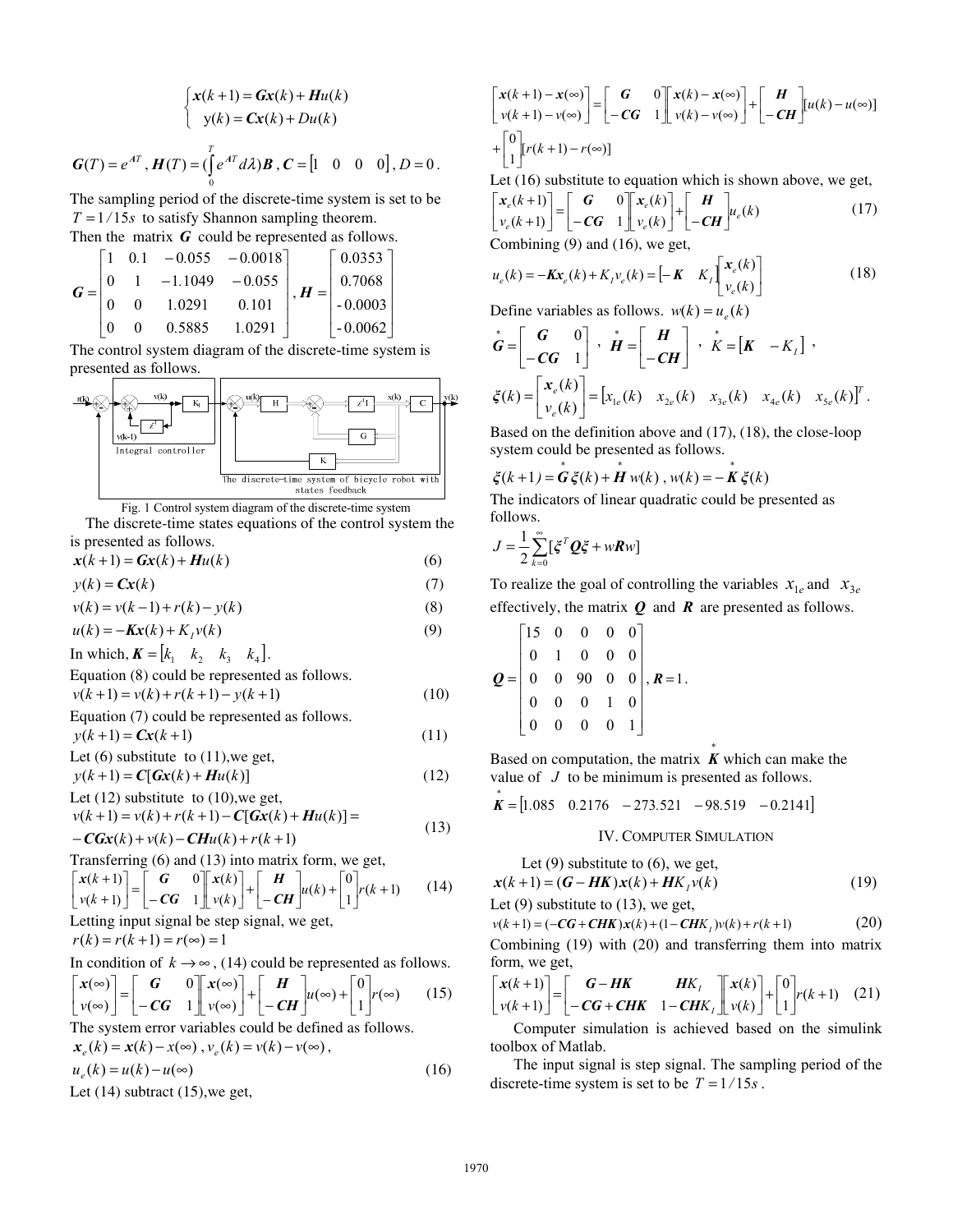$$
\begin{cases} \boldsymbol{x}(k+1) = \boldsymbol{G}\boldsymbol{x}(k) + \boldsymbol{H}u(k) \\ y(k) = \boldsymbol{C}\boldsymbol{x}(k) + Du(k) \end{cases}
$$

$$
\boldsymbol{G}(T) = e^{AT},\ \boldsymbol{H}(T) = (\int_0^T e^{AT} d\lambda)\boldsymbol{B},\ \boldsymbol{C} = \begin{bmatrix} 1 & 0 & 0 & 0 \end{bmatrix},\ D = 0 .
$$

The sampling period of the discrete-time system is set to be $T = 1/15s$ to satisfy Shannon sampling theorem.

Then the matrix $\boldsymbol{G}$ could be represented as follows.

$$
\boldsymbol{G} = \begin{bmatrix} 1 & 0.1 & -0.055 & -0.0018 \\ 0 & 1 & -1.1049 & -0.055 \\ 0 & 0 & 1.0291 & 0.101 \\ 0 & 0 & 0.5885 & 1.0291 \end{bmatrix},\ \boldsymbol{H} = \begin{bmatrix} 0.0353 \\ 0.7068 \\ -0.0003 \\ -0.0062 \end{bmatrix}
$$

The control system diagram of the discrete-time system is presented as follows.

Fig. 1 Control system diagram of the discrete-time system

The discrete-time states equations of the control system the is presented as follows.

$$
\boldsymbol{x}(k+1) = \boldsymbol{G}\boldsymbol{x}(k) + \boldsymbol{H}u(k) \tag{6}
$$

$$
y(k) = \boldsymbol{C}\boldsymbol{x}(k) \tag{7}
$$

$$
v(k) = v(k-1) + r(k) - y(k) \tag{8}
$$

$$
u(k) = -\boldsymbol{K}\boldsymbol{x}(k) + K_I v(k) \tag{9}
$$

In which, $\boldsymbol{K} = \begin{bmatrix} k_1 & k_2 & k_3 & k_4 \end{bmatrix}$.

Equation (8) could be represented as follows.

$$
v(k+1) = v(k) + r(k+1) - y(k+1) \tag{10}
$$

Equation (7) could be represented as follows.

$$
y(k+1) = \boldsymbol{C}\boldsymbol{x}(k+1) \tag{11}
$$

Let (6) substitute to (11),we get,

$$
y(k+1) = \boldsymbol{C}[\boldsymbol{G}\boldsymbol{x}(k) + \boldsymbol{H}u(k)] \tag{12}
$$

Let (12) substitute to (10),we get,

$$
\begin{aligned} v(k+1) &= v(k) + r(k+1) - \boldsymbol{C}[\boldsymbol{G}\boldsymbol{x}(k) + \boldsymbol{H}u(k)] = \\ &-\boldsymbol{C}\boldsymbol{G}\boldsymbol{x}(k) + v(k) - \boldsymbol{C}\boldsymbol{H}u(k) + r(k+1) \end{aligned} \tag{13}
$$

Transferring (6) and (13) into matrix form, we get,

$$
\begin{bmatrix} \boldsymbol{x}(k+1) \\ v(k+1) \end{bmatrix} = \begin{bmatrix} \boldsymbol{G} & 0 \\ -\boldsymbol{C}\boldsymbol{G} & 1 \end{bmatrix} \begin{bmatrix} \boldsymbol{x}(k) \\ v(k) \end{bmatrix} + \begin{bmatrix} \boldsymbol{H} \\ -\boldsymbol{C}\boldsymbol{H} \end{bmatrix} u(k) + \begin{bmatrix} 0 \\ 1 \end{bmatrix} r(k+1) \tag{14}
$$

Letting input signal be step signal, we get,

$$
r(k) = r(k+1) = r(\infty) = 1
$$

In condition of $k \to \infty$, (14) could be represented as follows.

$$
\begin{bmatrix} \boldsymbol{x}(\infty) \\ v(\infty) \end{bmatrix} = \begin{bmatrix} \boldsymbol{G} & 0 \\ -\boldsymbol{C}\boldsymbol{G} & 1 \end{bmatrix} \begin{bmatrix} \boldsymbol{x}(\infty) \\ v(\infty) \end{bmatrix} + \begin{bmatrix} \boldsymbol{H} \\ -\boldsymbol{C}\boldsymbol{H} \end{bmatrix} u(\infty) + \begin{bmatrix} 0 \\ 1 \end{bmatrix} r(\infty) \tag{15}
$$

The system error variables could be defined as follows.

$$
\boldsymbol{x}_e(k) = \boldsymbol{x}(k) - x(\infty),\ v_e(k) = v(k) - v(\infty),
$$

$$
u_e(k) = u(k) - u(\infty) \tag{16}
$$

Let (14) subtract (15),we get,

$$
\begin{bmatrix} \boldsymbol{x}(k+1) - \boldsymbol{x}(\infty) \\ v(k+1) - v(\infty) \end{bmatrix} = \begin{bmatrix} \boldsymbol{G} & 0 \\ -\boldsymbol{C}\boldsymbol{G} & 1 \end{bmatrix} \begin{bmatrix} \boldsymbol{x}(k) - \boldsymbol{x}(\infty) \\ v(k) - v(\infty) \end{bmatrix} + \begin{bmatrix} \boldsymbol{H} \\ -\boldsymbol{C}\boldsymbol{H} \end{bmatrix} [u(k) - u(\infty)] + \begin{bmatrix} 0 \\ 1 \end{bmatrix} [r(k+1) - r(\infty)]
$$

Let (16) substitute to equation which is shown above, we get,

$$
\begin{bmatrix} \boldsymbol{x}_e(k+1) \\ v_e(k+1) \end{bmatrix} = \begin{bmatrix} \boldsymbol{G} & 0 \\ -\boldsymbol{C}\boldsymbol{G} & 1 \end{bmatrix} \begin{bmatrix} \boldsymbol{x}_e(k) \\ v_e(k) \end{bmatrix} + \begin{bmatrix} \boldsymbol{H} \\ -\boldsymbol{C}\boldsymbol{H} \end{bmatrix} u_e(k) \tag{17}
$$

Combining (9) and (16), we get,

$$
u_e(k) = -\boldsymbol{K}\boldsymbol{x}_e(k) + K_I v_e(k) = \begin{bmatrix} -\boldsymbol{K} & K_I \end{bmatrix} \begin{bmatrix} \boldsymbol{x}_e(k) \\ v_e(k) \end{bmatrix} \tag{18}
$$

Define variables as follows. $w(k) = u_e(k)$

$$
\overset{*}{\boldsymbol{G}} = \begin{bmatrix} \boldsymbol{G} & 0 \\ -\boldsymbol{C}\boldsymbol{G} & 1 \end{bmatrix},\ \overset{*}{\boldsymbol{H}} = \begin{bmatrix} \boldsymbol{H} \\ -\boldsymbol{C}\boldsymbol{H} \end{bmatrix},\ \overset{*}{K} = \begin{bmatrix} \boldsymbol{K} & -K_I \end{bmatrix},
$$

$$
\boldsymbol{\xi}(k) = \begin{bmatrix} \boldsymbol{x}_e(k) \\ v_e(k) \end{bmatrix} = \begin{bmatrix} x_{1e}(k) & x_{2e}(k) & x_{3e}(k) & x_{4e}(k) & x_{5e}(k) \end{bmatrix}^T .
$$

Based on the definition above and (17), (18), the close-loop system could be presented as follows.

$$
\boldsymbol{\xi}(k+1) = \overset{*}{\boldsymbol{G}}\boldsymbol{\xi}(k) + \overset{*}{\boldsymbol{H}} w(k),\ w(k) = -\overset{*}{\boldsymbol{K}}\boldsymbol{\xi}(k)
$$

The indicators of linear quadratic could be presented as follows.

$$
J = \frac{1}{2}\sum_{k=0}^{\infty}[\boldsymbol{\xi}^T \boldsymbol{Q}\boldsymbol{\xi} + w\boldsymbol{R}w]
$$

To realize the goal of controlling the variables $x_{1e}$ and $x_{3e}$ effectively, the matrix $\boldsymbol{Q}$ and $\boldsymbol{R}$ are presented as follows.

$$
\boldsymbol{Q} = \begin{bmatrix} 15 & 0 & 0 & 0 & 0 \\ 0 & 1 & 0 & 0 & 0 \\ 0 & 0 & 90 & 0 & 0 \\ 0 & 0 & 0 & 1 & 0 \\ 0 & 0 & 0 & 0 & 1 \end{bmatrix},\ \boldsymbol{R} = 1 .
$$

Based on computation, the matrix $\overset{*}{\boldsymbol{K}}$ which can make the value of $J$ to be minimum is presented as follows.

$$
\overset{*}{\boldsymbol{K}} = \begin{bmatrix} 1.085 & 0.2176 & -273.521 & -98.519 & -0.2141 \end{bmatrix}
$$

## IV. Computer Simulation

Let (9) substitute to (6), we get,

$$
\boldsymbol{x}(k+1) = (\boldsymbol{G} - \boldsymbol{H}\boldsymbol{K})\boldsymbol{x}(k) + \boldsymbol{H}K_I v(k) \tag{19}
$$

Let (9) substitute to (13), we get,

$$
v(k+1) = (-\boldsymbol{C}\boldsymbol{G} + \boldsymbol{C}\boldsymbol{H}\boldsymbol{K})\boldsymbol{x}(k) + (1 - \boldsymbol{C}\boldsymbol{H}K_I)v(k) + r(k+1) \tag{20}
$$

Combining (19) with (20) and transferring them into matrix form, we get,

$$
\begin{bmatrix} \boldsymbol{x}(k+1) \\ v(k+1) \end{bmatrix} = \begin{bmatrix} \boldsymbol{G} - \boldsymbol{H}\boldsymbol{K} & \boldsymbol{H}K_I \\ -\boldsymbol{C}\boldsymbol{G} + \boldsymbol{C}\boldsymbol{H}\boldsymbol{K} & 1 - \boldsymbol{C}\boldsymbol{H}K_I \end{bmatrix} \begin{bmatrix} \boldsymbol{x}(k) \\ v(k) \end{bmatrix} + \begin{bmatrix} 0 \\ 1 \end{bmatrix} r(k+1) \tag{21}
$$

Computer simulation is achieved based on the simulink toolbox of Matlab.

The input signal is step signal. The sampling period of the discrete-time system is set to be $T = 1/15s$.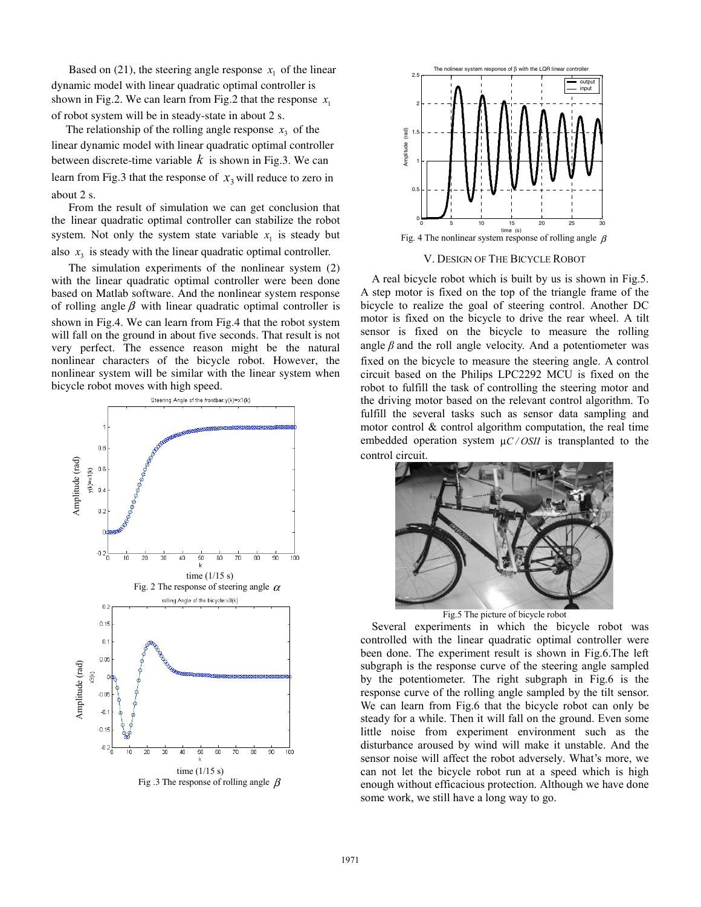Based on (21), the steering angle response $x_1$ of the linear dynamic model with linear quadratic optimal controller is shown in Fig.2. We can learn from Fig.2 that the response $x_1$ of robot system will be in steady-state in about 2 s.

The relationship of the rolling angle response $x_3$ of the linear dynamic model with linear quadratic optimal controller between discrete-time variable $k$ is shown in Fig.3. We can learn from Fig.3 that the response of $x_3$ will reduce to zero in about 2 s.

From the result of simulation we can get conclusion that the linear quadratic optimal controller can stabilize the robot system. Not only the system state variable $x_1$ is steady but also $x_3$ is steady with the linear quadratic optimal controller.

The simulation experiments of the nonlinear system (2) with the linear quadratic optimal controller were been done based on Matlab software. And the nonlinear system response of rolling angle $\beta$ with linear quadratic optimal controller is shown in Fig.4. We can learn from Fig.4 that the robot system will fall on the ground in about five seconds. That result is not very perfect. The essence reason might be the natural nonlinear characters of the bicycle robot. However, the nonlinear system will be similar with the linear system when bicycle robot moves with high speed.

Fig. 2 The response of steering angle $\alpha$

Fig .3 The response of rolling angle $\beta$

Fig. 4 The nonlinear system response of rolling angle $\beta$

## V. Design of the Bicycle Robot

A real bicycle robot which is built by us is shown in Fig.5. A step motor is fixed on the top of the triangle frame of the bicycle to realize the goal of steering control. Another DC motor is fixed on the bicycle to drive the rear wheel. A tilt sensor is fixed on the bicycle to measure the rolling angle $\beta$ and the roll angle velocity. And a potentiometer was fixed on the bicycle to measure the steering angle. A control circuit based on the Philips LPC2292 MCU is fixed on the robot to fulfill the task of controlling the steering motor and the driving motor based on the relevant control algorithm. To fulfill the several tasks such as sensor data sampling and motor control & control algorithm computation, the real time embedded operation system $\mu C/OSII$ is transplanted to the control circuit.

Fig.5 The picture of bicycle robot

Several experiments in which the bicycle robot was controlled with the linear quadratic optimal controller were been done. The experiment result is shown in Fig.6.The left subgraph is the response curve of the steering angle sampled by the potentiometer. The right subgraph in Fig.6 is the response curve of the rolling angle sampled by the tilt sensor. We can learn from Fig.6 that the bicycle robot can only be steady for a while. Then it will fall on the ground. Even some little noise from experiment environment such as the disturbance aroused by wind will make it unstable. And the sensor noise will affect the robot adversely. What's more, we can not let the bicycle robot run at a speed which is high enough without efficacious protection. Although we have done some work, we still have a long way to go.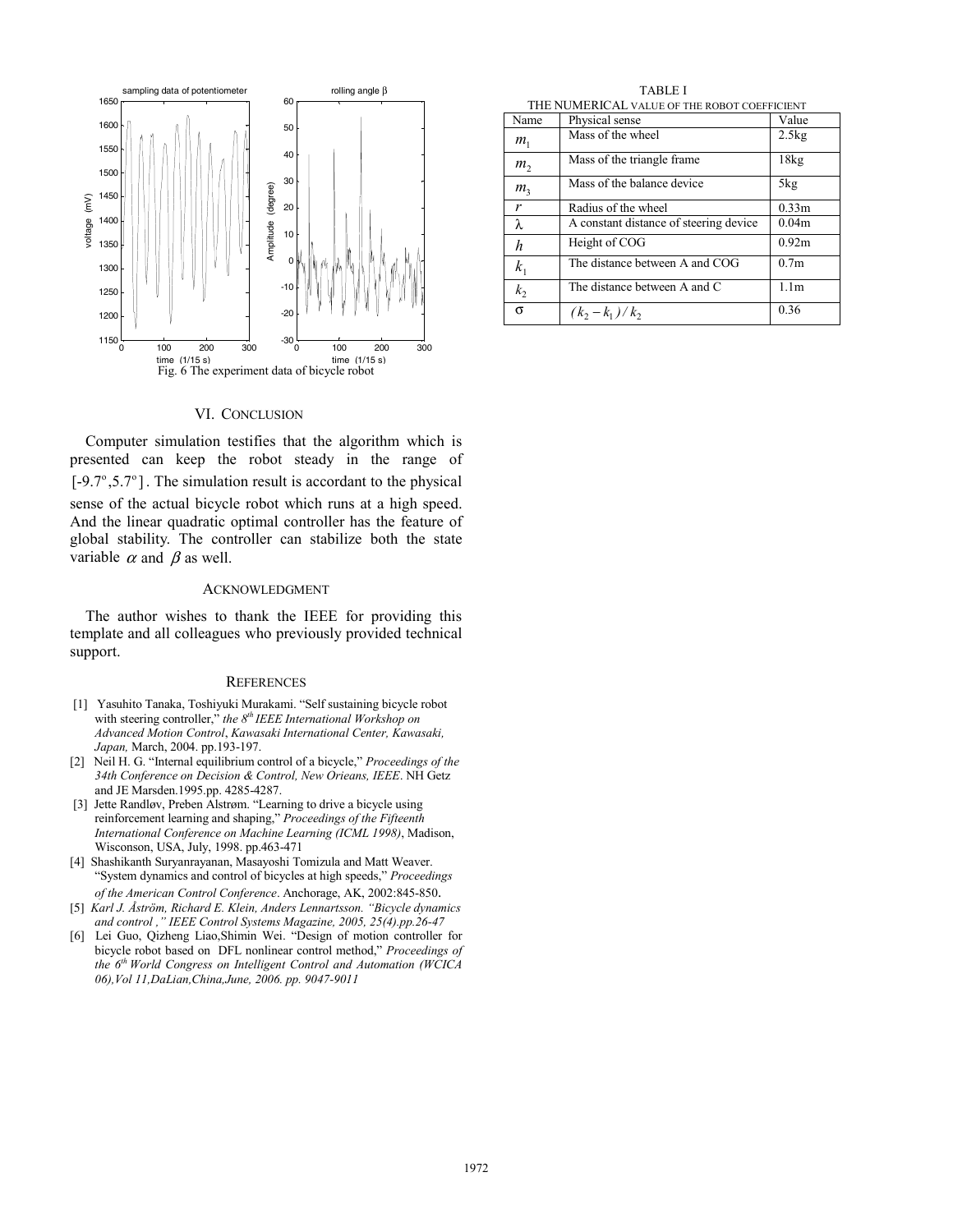sampling data of potentiometer

1650
1600
1550
1500
1450
1400
1350
1300
1250
1200
1150

voltage (mV)

0 100 200 300

time (1/15 s)

rolling angle β

60
50
40
30
20
10
0
-10
-20
-30

Amplitude (degree)

0 100 200 300

time (1/15 s)

Fig. 6 The experiment data of bicycle robot

TABLE I
THE NUMERICAL VALUE OF THE ROBOT COEFFICIENT

| Name | Physical sense | Value |
|---|---|---|
| $m_1$ | Mass of the wheel | 2.5kg |
| $m_2$ | Mass of the triangle frame | 18kg |
| $m_3$ | Mass of the balance device | 5kg |
| $r$ | Radius of the wheel | 0.33m |
| $\lambda$ | A constant distance of steering device | 0.04m |
| $h$ | Height of COG | 0.92m |
| $k_1$ | The distance between A and COG | 0.7m |
| $k_2$ | The distance between A and C | 1.1m |
| $\sigma$ | $(k_2 - k_1)/k_2$ | 0.36 |

## VI. CONCLUSION

Computer simulation testifies that the algorithm which is presented can keep the robot steady in the range of $[-9.7^{\circ}, 5.7^{\circ}]$. The simulation result is accordant to the physical sense of the actual bicycle robot which runs at a high speed. And the linear quadratic optimal controller has the feature of global stability. The controller can stabilize both the state variable $\alpha$ and $\beta$ as well.

## ACKNOWLEDGMENT

The author wishes to thank the IEEE for providing this template and all colleagues who previously provided technical support.

## REFERENCES

[1] Yasuhito Tanaka, Toshiyuki Murakami. "Self sustaining bicycle robot with steering controller," *the 8th IEEE International Workshop on Advanced Motion Control*, *Kawasaki International Center, Kawasaki, Japan,* March, 2004. pp.193-197.

[2] Neil H. G. "Internal equilibrium control of a bicycle," *Proceedings of the 34th Conference on Decision & Control, New Orieans, IEEE*. NH Getz and JE Marsden.1995.pp. 4285-4287.

[3] Jette Randløv, Preben Alstrøm. "Learning to drive a bicycle using reinforcement learning and shaping," *Proceedings of the Fifteenth International Conference on Machine Learning (ICML 1998)*, Madison, Wisconson, USA, July, 1998. pp.463-471

[4] Shashikanth Suryanrayanan, Masayoshi Tomizula and Matt Weaver. "System dynamics and control of bicycles at high speeds," *Proceedings of the American Control Conference*. Anchorage, AK, 2002:845-850.

[5] *Karl J. Åström, Richard E. Klein, Anders Lennartsson. "Bicycle dynamics and control ," IEEE Control Systems Magazine, 2005, 25(4).pp.26-47*

[6] Lei Guo, Qizheng Liao,Shimin Wei. "Design of motion controller for bicycle robot based on DFL nonlinear control method," *Proceedings of the 6th World Congress on Intelligent Control and Automation (WCICA 06),Vol 11,DaLian,China,June, 2006. pp. 9047-9011*